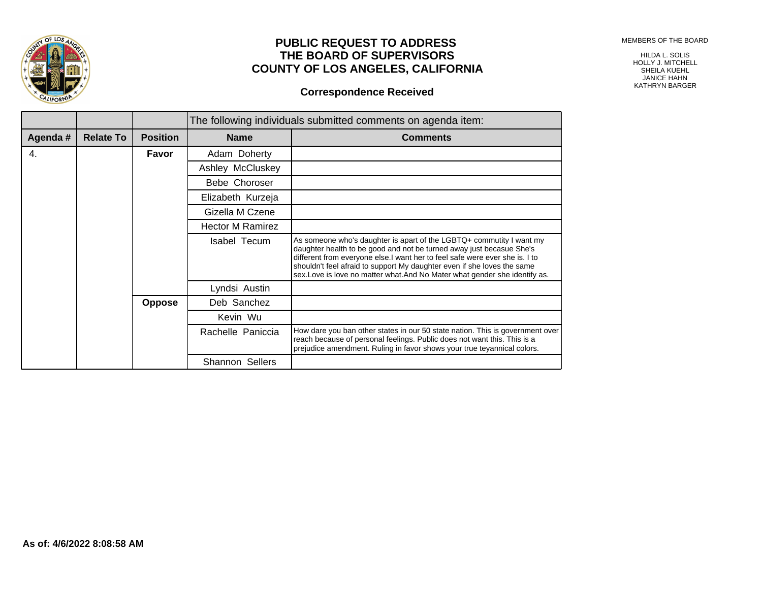# PUBLIC REQUEST TO ADDRESS THE BOARD OF SUPERVISORS COUNTY OF LOS ANGELES, CALIFORNIA

MEMBERS OF THE BOARD

HILDA L. SOLIS
HOLLY J. MITCHELL
SHEILA KUEHL
JANICE HAHN
KATHRYN BARGER

## Correspondence Received

| | | | The following individuals submitted comments on agenda item: | |
|---|---|---|---|---|
| **Agenda #** | **Relate To** | **Position** | **Name** | **Comments** |
| 4. | | **Favor** | Adam Doherty | |
| | | | Ashley McCluskey | |
| | | | Bebe Choroser | |
| | | | Elizabeth Kurzeja | |
| | | | Gizella M Czene | |
| | | | Hector M Ramirez | |
| | | | Isabel Tecum | As someone who's daughter is apart of the LGBTQ+ commutity I want my daughter health to be good and not be turned away just becasue She's different from everyone else.I want her to feel safe were ever she is. I to shouldn't feel afraid to support My daughter even if she loves the same sex.Love is love no matter what.And No Mater what gender she identify as. |
| | | | Lyndsi Austin | |
| | | **Oppose** | Deb Sanchez | |
| | | | Kevin Wu | |
| | | | Rachelle Paniccia | How dare you ban other states in our 50 state nation. This is government over reach because of personal feelings. Public does not want this. This is a prejudice amendment. Ruling in favor shows your true teyannical colors. |
| | | | Shannon Sellers | |

**As of: 4/6/2022 8:08:58 AM**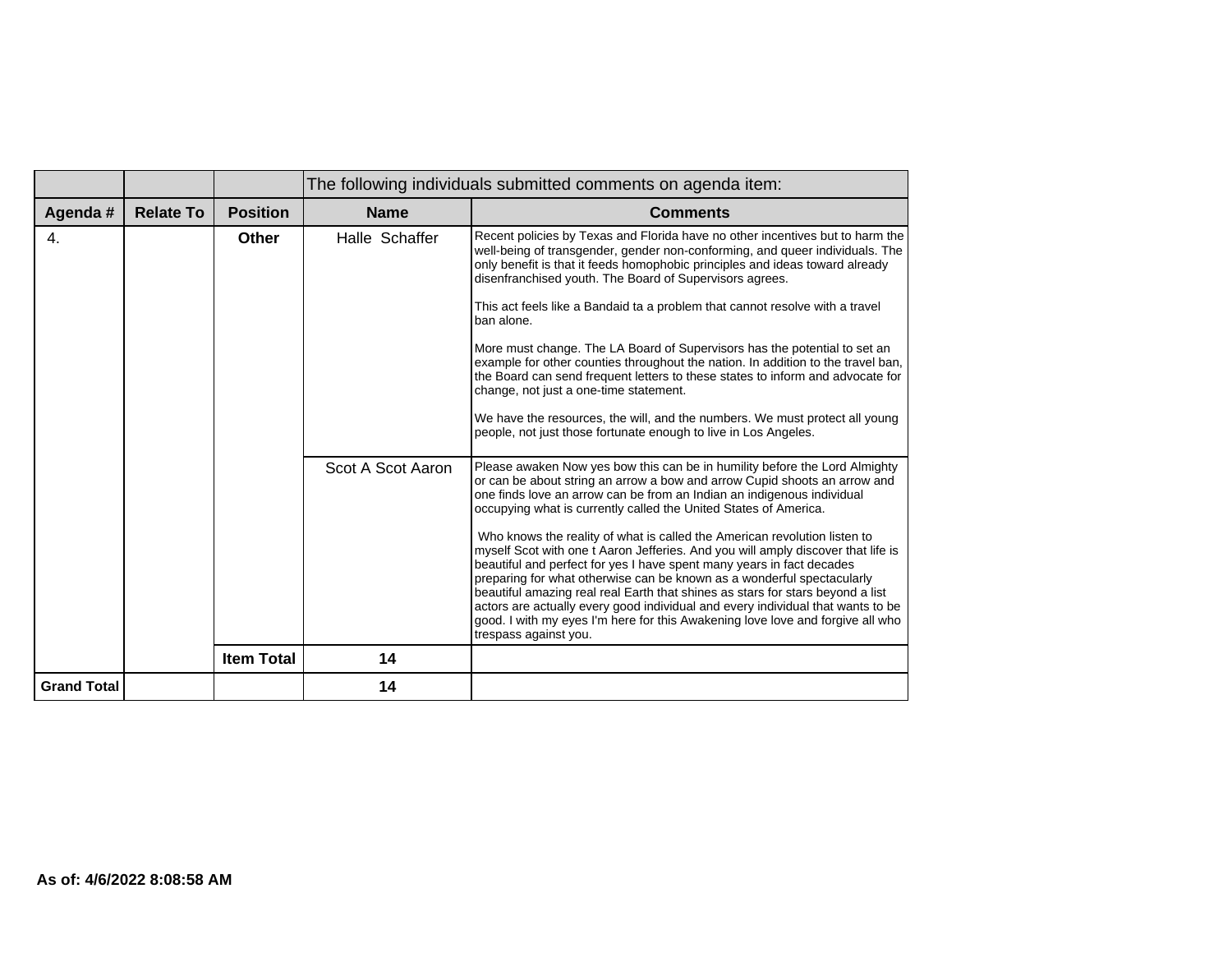| | | | The following individuals submitted comments on agenda item: | |
|---|---|---|---|---|
| **Agenda #** | **Relate To** | **Position** | **Name** | **Comments** |
| 4. | | **Other** | Halle Schaffer | Recent policies by Texas and Florida have no other incentives but to harm the well-being of transgender, gender non-conforming, and queer individuals. The only benefit is that it feeds homophobic principles and ideas toward already disenfranchised youth. The Board of Supervisors agrees.<br><br>This act feels like a Bandaid ta a problem that cannot resolve with a travel ban alone.<br><br>More must change. The LA Board of Supervisors has the potential to set an example for other counties throughout the nation. In addition to the travel ban, the Board can send frequent letters to these states to inform and advocate for change, not just a one-time statement.<br><br>We have the resources, the will, and the numbers. We must protect all young people, not just those fortunate enough to live in Los Angeles. |
| | | | Scot A Scot Aaron | Please awaken Now yes bow this can be in humility before the Lord Almighty or can be about string an arrow a bow and arrow Cupid shoots an arrow and one finds love an arrow can be from an Indian an indigenous individual occupying what is currently called the United States of America.<br><br>Who knows the reality of what is called the American revolution listen to myself Scot with one t Aaron Jefferies. And you will amply discover that life is beautiful and perfect for yes I have spent many years in fact decades preparing for what otherwise can be known as a wonderful spectacularly beautiful amazing real real Earth that shines as stars for stars beyond a list actors are actually every good individual and every individual that wants to be good. I with my eyes I'm here for this Awakening love love and forgive all who trespass against you. |
| | | **Item Total** | **14** | |
| **Grand Total** | | | **14** | |

**As of: 4/6/2022 8:08:58 AM**